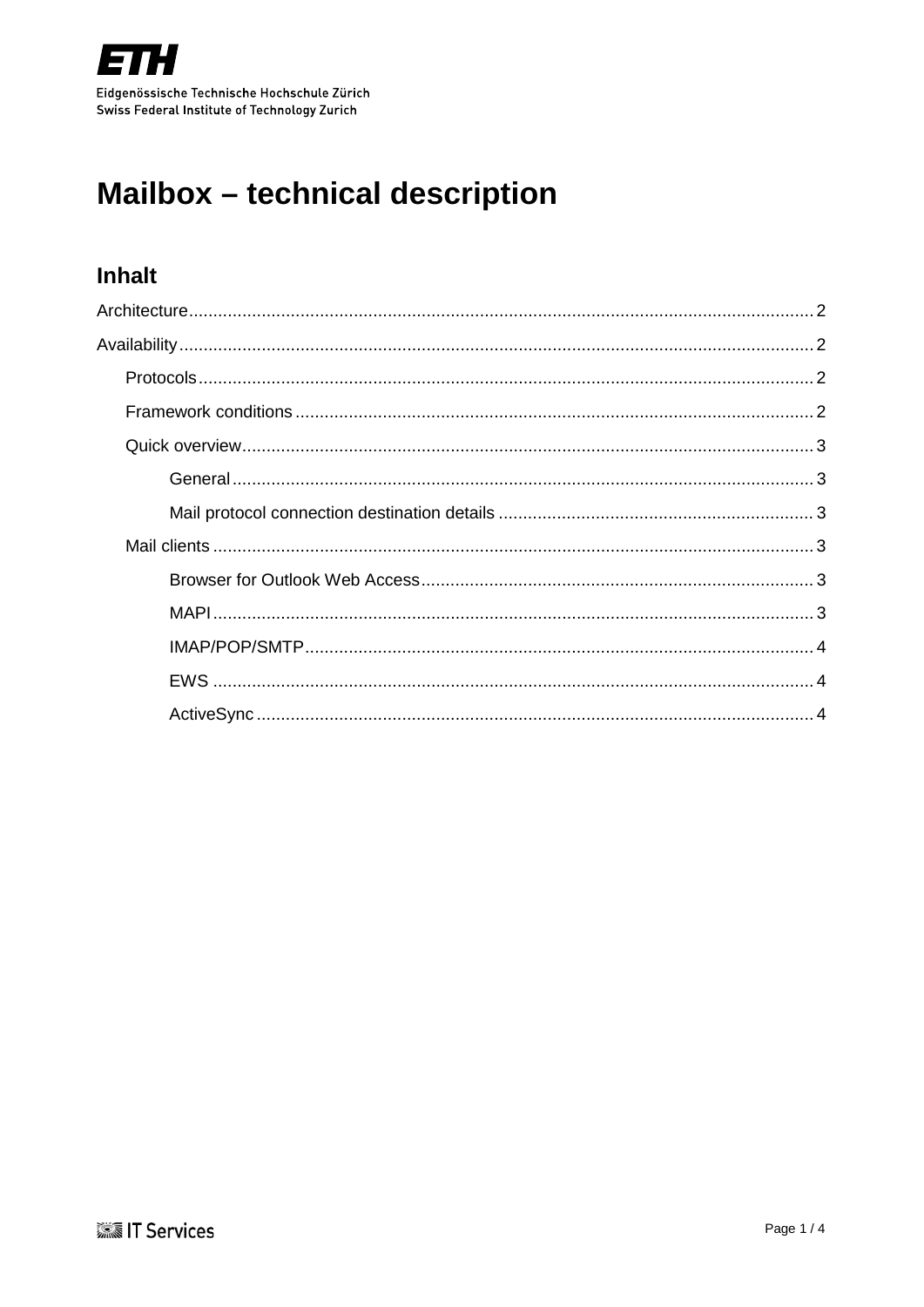Eidgenössische Technische Hochschule Zürich
Swiss Federal Institute of Technology Zurich

# Mailbox – technical description

## Inhalt

Architecture ........ 2

Availability ........ 2

- Protocols ........ 2
- Framework conditions ........ 2
- Quick overview ........ 3
  - General ........ 3
  - Mail protocol connection destination details ........ 3
- Mail clients ........ 3
  - Browser for Outlook Web Access ........ 3
  - MAPI ........ 3
  - IMAP/POP/SMTP ........ 4
  - EWS ........ 4
  - ActiveSync ........ 4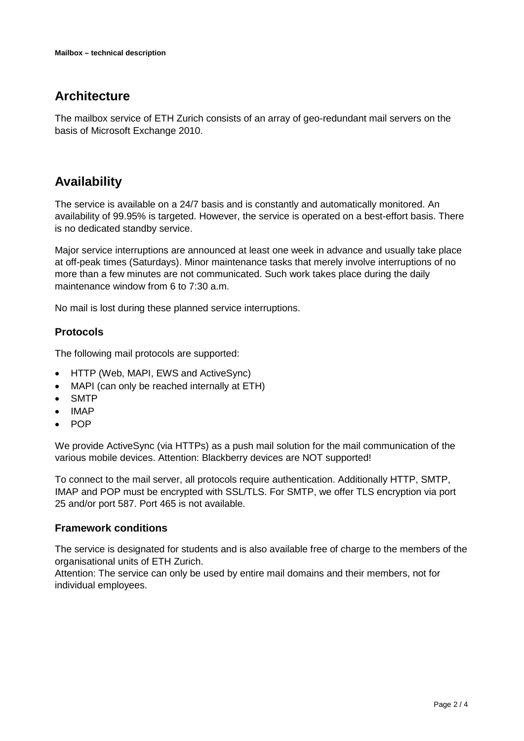## Architecture

The mailbox service of ETH Zurich consists of an array of geo-redundant mail servers on the basis of Microsoft Exchange 2010.

## Availability

The service is available on a 24/7 basis and is constantly and automatically monitored. An availability of 99.95% is targeted. However, the service is operated on a best-effort basis. There is no dedicated standby service.

Major service interruptions are announced at least one week in advance and usually take place at off-peak times (Saturdays). Minor maintenance tasks that merely involve interruptions of no more than a few minutes are not communicated. Such work takes place during the daily maintenance window from 6 to 7:30 a.m.

No mail is lost during these planned service interruptions.

### Protocols

The following mail protocols are supported:

- HTTP (Web, MAPI, EWS and ActiveSync)
- MAPI (can only be reached internally at ETH)
- SMTP
- IMAP
- POP

We provide ActiveSync (via HTTPs) as a push mail solution for the mail communication of the various mobile devices. Attention: Blackberry devices are NOT supported!

To connect to the mail server, all protocols require authentication. Additionally HTTP, SMTP, IMAP and POP must be encrypted with SSL/TLS. For SMTP, we offer TLS encryption via port 25 and/or port 587. Port 465 is not available.

### Framework conditions

The service is designated for students and is also available free of charge to the members of the organisational units of ETH Zurich.
Attention: The service can only be used by entire mail domains and their members, not for individual employees.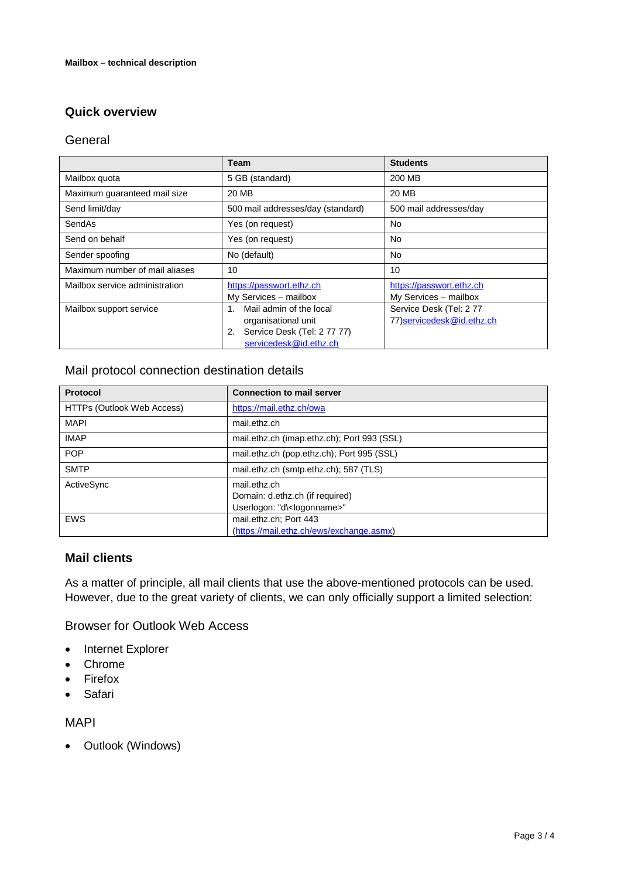**Mailbox – technical description**

## Quick overview

### General

| | Team | Students |
|---|---|---|
| Mailbox quota | 5 GB (standard) | 200 MB |
| Maximum guaranteed mail size | 20 MB | 20 MB |
| Send limit/day | 500 mail addresses/day (standard) | 500 mail addresses/day |
| SendAs | Yes (on request) | No |
| Send on behalf | Yes (on request) | No |
| Sender spoofing | No (default) | No |
| Maximum number of mail aliases | 10 | 10 |
| Mailbox service administration | https://passwort.ethz.ch<br>My Services – mailbox | https://passwort.ethz.ch<br>My Services – mailbox |
| Mailbox support service | 1. Mail admin of the local organisational unit<br>2. Service Desk (Tel: 2 77 77) servicedesk@id.ethz.ch | Service Desk (Tel: 2 77 77)servicedesk@id.ethz.ch |

### Mail protocol connection destination details

| Protocol | Connection to mail server |
|---|---|
| HTTPs (Outlook Web Access) | https://mail.ethz.ch/owa |
| MAPI | mail.ethz.ch |
| IMAP | mail.ethz.ch (imap.ethz.ch); Port 993 (SSL) |
| POP | mail.ethz.ch (pop.ethz.ch); Port 995 (SSL) |
| SMTP | mail.ethz.ch (smtp.ethz.ch); 587 (TLS) |
| ActiveSync | mail.ethz.ch<br>Domain: d.ethz.ch (if required)<br>Userlogon: "d\<logonname>" |
| EWS | mail.ethz.ch; Port 443<br>(https://mail.ethz.ch/ews/exchange.asmx) |

## Mail clients

As a matter of principle, all mail clients that use the above-mentioned protocols can be used. However, due to the great variety of clients, we can only officially support a limited selection:

### Browser for Outlook Web Access

- Internet Explorer
- Chrome
- Firefox
- Safari

### MAPI

- Outlook (Windows)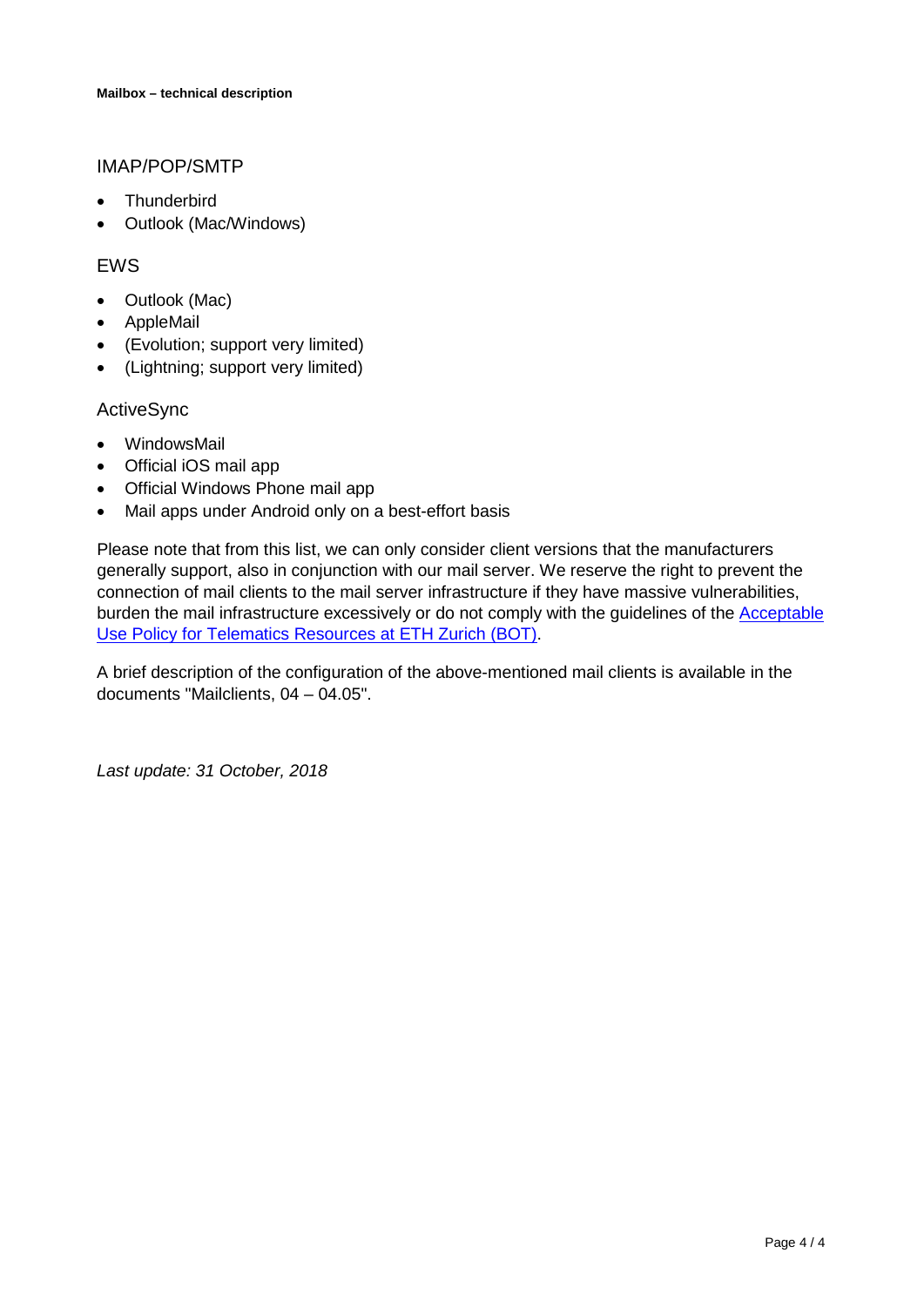### IMAP/POP/SMTP

- Thunderbird
- Outlook (Mac/Windows)

### EWS

- Outlook (Mac)
- AppleMail
- (Evolution; support very limited)
- (Lightning; support very limited)

### ActiveSync

- WindowsMail
- Official iOS mail app
- Official Windows Phone mail app
- Mail apps under Android only on a best-effort basis

Please note that from this list, we can only consider client versions that the manufacturers generally support, also in conjunction with our mail server. We reserve the right to prevent the connection of mail clients to the mail server infrastructure if they have massive vulnerabilities, burden the mail infrastructure excessively or do not comply with the guidelines of the Acceptable Use Policy for Telematics Resources at ETH Zurich (BOT).

A brief description of the configuration of the above-mentioned mail clients is available in the documents "Mailclients, 04 – 04.05".

*Last update: 31 October, 2018*